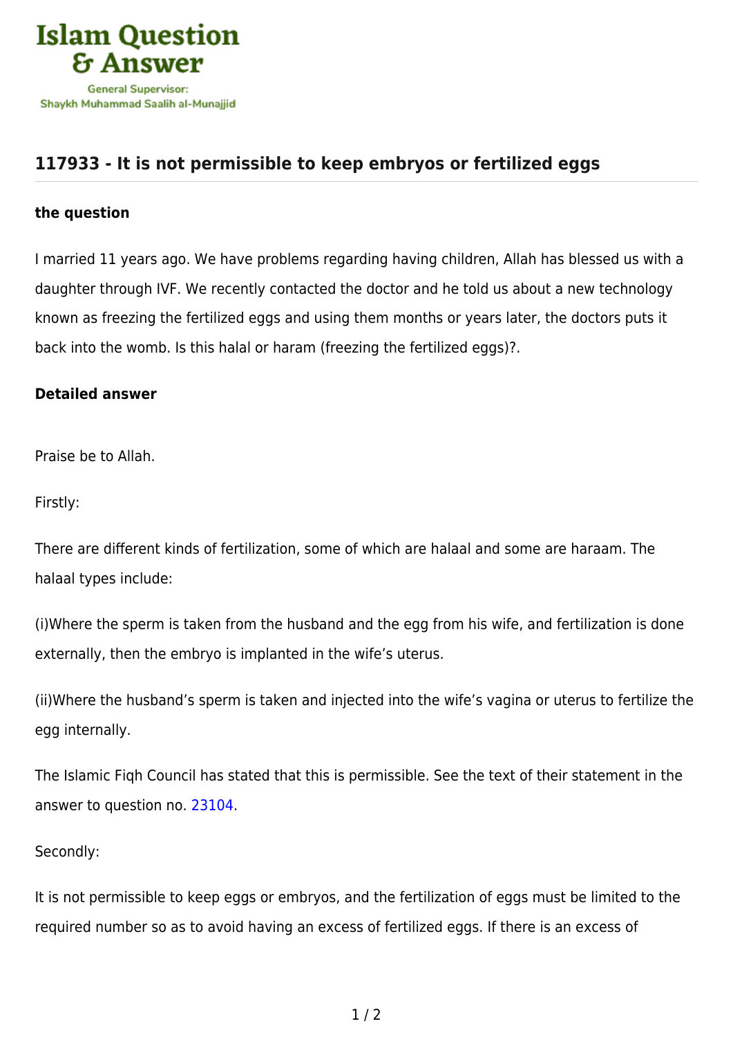# 117933 - It is not permissible to keep embryos or fertilized eggs

### the question

I married 11 years ago. We have problems regarding having children, Allah has blessed us with a daughter through IVF. We recently contacted the doctor and he told us about a new technology known as freezing the fertilized eggs and using them months or years later, the doctors puts it back into the womb. Is this halal or haram (freezing the fertilized eggs)?.

### Detailed answer

Praise be to Allah.

Firstly:

There are different kinds of fertilization, some of which are halaal and some are haraam. The halaal types include:

(i)Where the sperm is taken from the husband and the egg from his wife, and fertilization is done externally, then the embryo is implanted in the wife's uterus.

(ii)Where the husband's sperm is taken and injected into the wife's vagina or uterus to fertilize the egg internally.

The Islamic Fiqh Council has stated that this is permissible. See the text of their statement in the answer to question no. 23104.

Secondly:

It is not permissible to keep eggs or embryos, and the fertilization of eggs must be limited to the required number so as to avoid having an excess of fertilized eggs. If there is an excess of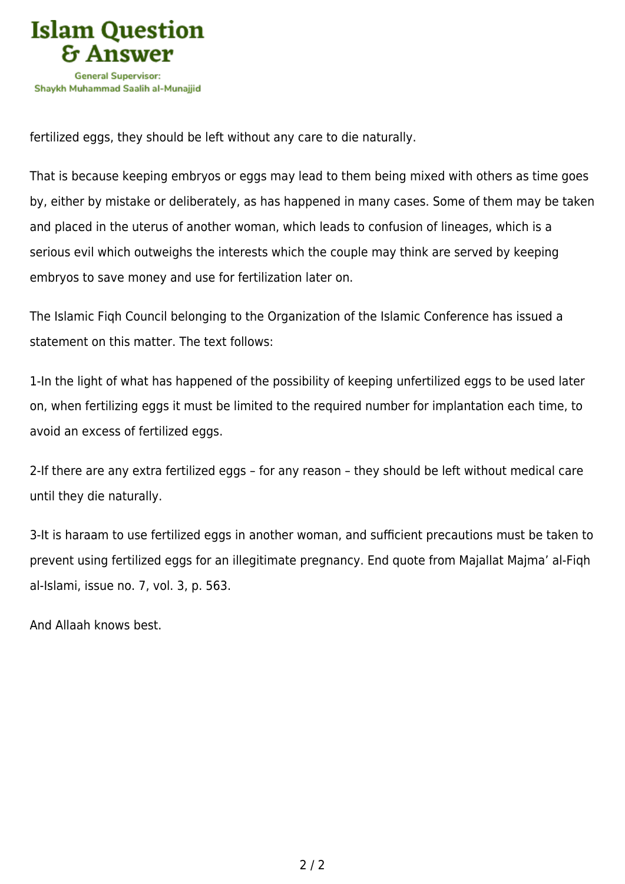fertilized eggs, they should be left without any care to die naturally.

That is because keeping embryos or eggs may lead to them being mixed with others as time goes by, either by mistake or deliberately, as has happened in many cases. Some of them may be taken and placed in the uterus of another woman, which leads to confusion of lineages, which is a serious evil which outweighs the interests which the couple may think are served by keeping embryos to save money and use for fertilization later on.

The Islamic Fiqh Council belonging to the Organization of the Islamic Conference has issued a statement on this matter. The text follows:

1-In the light of what has happened of the possibility of keeping unfertilized eggs to be used later on, when fertilizing eggs it must be limited to the required number for implantation each time, to avoid an excess of fertilized eggs.

2-If there are any extra fertilized eggs – for any reason – they should be left without medical care until they die naturally.

3-It is haraam to use fertilized eggs in another woman, and sufficient precautions must be taken to prevent using fertilized eggs for an illegitimate pregnancy. End quote from Majallat Majma' al-Fiqh al-Islami, issue no. 7, vol. 3, p. 563.

And Allaah knows best.